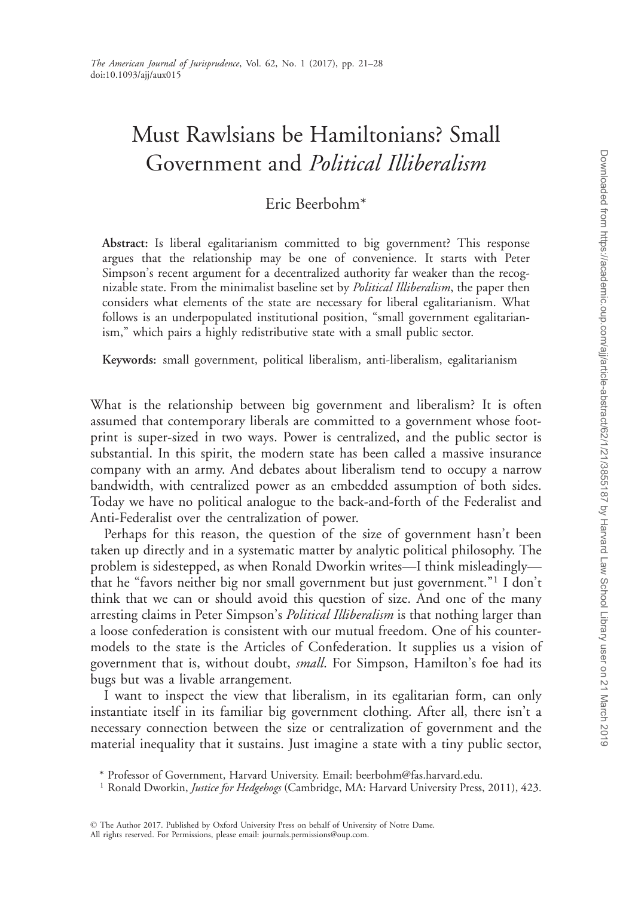# Must Rawlsians be Hamiltonians? Small Government and *Political Illiberalism*

Eric Beerbohm*

**Abstract:** Is liberal egalitarianism committed to big government? This response argues that the relationship may be one of convenience. It starts with Peter Simpson's recent argument for a decentralized authority far weaker than the recognizable state. From the minimalist baseline set by *Political Illiberalism*, the paper then considers what elements of the state are necessary for liberal egalitarianism. What follows is an underpopulated institutional position, "small government egalitarianism," which pairs a highly redistributive state with a small public sector.

**Keywords:** small government, political liberalism, anti-liberalism, egalitarianism

What is the relationship between big government and liberalism? It is often assumed that contemporary liberals are committed to a government whose footprint is super-sized in two ways. Power is centralized, and the public sector is substantial. In this spirit, the modern state has been called a massive insurance company with an army. And debates about liberalism tend to occupy a narrow bandwidth, with centralized power as an embedded assumption of both sides. Today we have no political analogue to the back-and-forth of the Federalist and Anti-Federalist over the centralization of power.

Perhaps for this reason, the question of the size of government hasn't been taken up directly and in a systematic matter by analytic political philosophy. The problem is sidestepped, as when Ronald Dworkin writes—I think misleadingly—that he "favors neither big nor small government but just government."[1] I don't think that we can or should avoid this question of size. And one of the many arresting claims in Peter Simpson's *Political Illiberalism* is that nothing larger than a loose confederation is consistent with our mutual freedom. One of his counter-models to the state is the Articles of Confederation. It supplies us a vision of government that is, without doubt, *small*. For Simpson, Hamilton's foe had its bugs but was a livable arrangement.

I want to inspect the view that liberalism, in its egalitarian form, can only instantiate itself in its familiar big government clothing. After all, there isn't a necessary connection between the size or centralization of government and the material inequality that it sustains. Just imagine a state with a tiny public sector,

* Professor of Government, Harvard University. Email: beerbohm@fas.harvard.edu.

[1] Ronald Dworkin, *Justice for Hedgehogs* (Cambridge, MA: Harvard University Press, 2011), 423.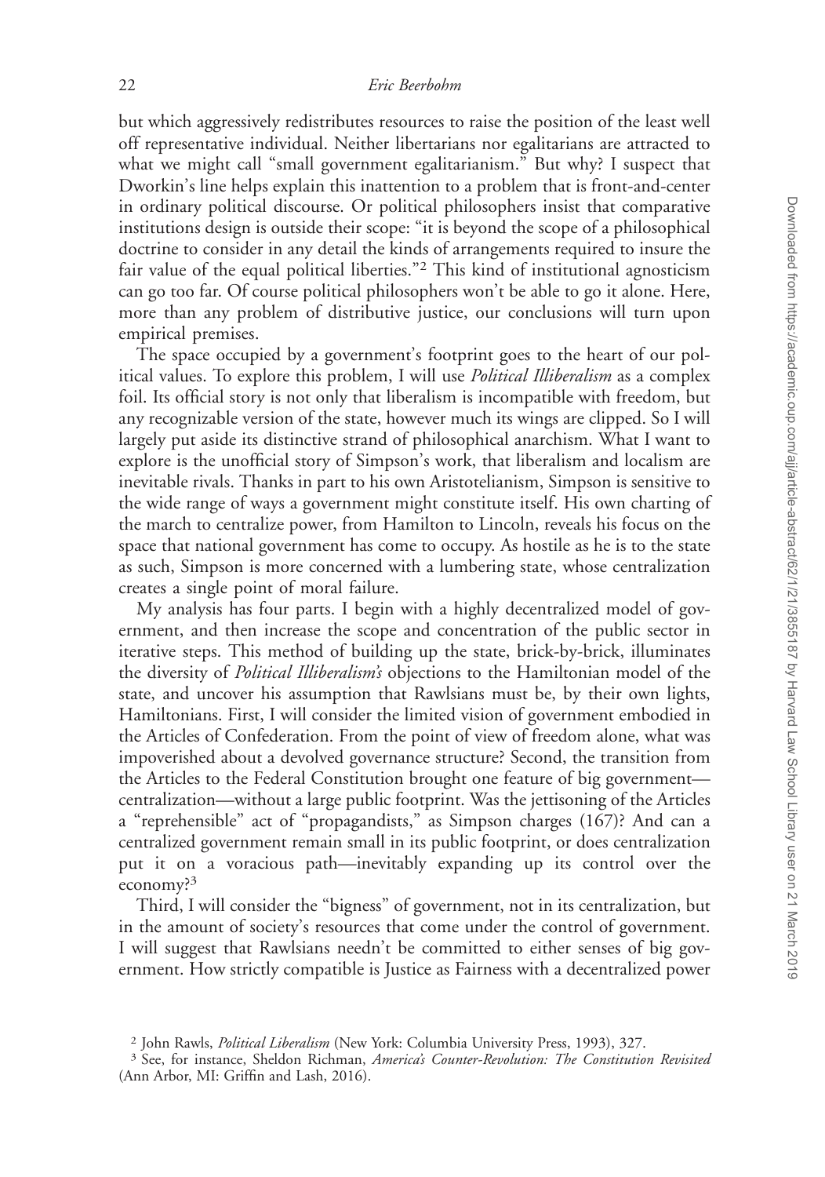but which aggressively redistributes resources to raise the position of the least well off representative individual. Neither libertarians nor egalitarians are attracted to what we might call "small government egalitarianism." But why? I suspect that Dworkin's line helps explain this inattention to a problem that is front-and-center in ordinary political discourse. Or political philosophers insist that comparative institutions design is outside their scope: "it is beyond the scope of a philosophical doctrine to consider in any detail the kinds of arrangements required to insure the fair value of the equal political liberties."[2] This kind of institutional agnosticism can go too far. Of course political philosophers won't be able to go it alone. Here, more than any problem of distributive justice, our conclusions will turn upon empirical premises.

The space occupied by a government's footprint goes to the heart of our political values. To explore this problem, I will use *Political Illiberalism* as a complex foil. Its official story is not only that liberalism is incompatible with freedom, but any recognizable version of the state, however much its wings are clipped. So I will largely put aside its distinctive strand of philosophical anarchism. What I want to explore is the unofficial story of Simpson's work, that liberalism and localism are inevitable rivals. Thanks in part to his own Aristotelianism, Simpson is sensitive to the wide range of ways a government might constitute itself. His own charting of the march to centralize power, from Hamilton to Lincoln, reveals his focus on the space that national government has come to occupy. As hostile as he is to the state as such, Simpson is more concerned with a lumbering state, whose centralization creates a single point of moral failure.

My analysis has four parts. I begin with a highly decentralized model of government, and then increase the scope and concentration of the public sector in iterative steps. This method of building up the state, brick-by-brick, illuminates the diversity of *Political Illiberalism's* objections to the Hamiltonian model of the state, and uncover his assumption that Rawlsians must be, by their own lights, Hamiltonians. First, I will consider the limited vision of government embodied in the Articles of Confederation. From the point of view of freedom alone, what was impoverished about a devolved governance structure? Second, the transition from the Articles to the Federal Constitution brought one feature of big government—centralization—without a large public footprint. Was the jettisoning of the Articles a "reprehensible" act of "propagandists," as Simpson charges (167)? And can a centralized government remain small in its public footprint, or does centralization put it on a voracious path—inevitably expanding up its control over the economy?[3]

Third, I will consider the "bigness" of government, not in its centralization, but in the amount of society's resources that come under the control of government. I will suggest that Rawlsians needn't be committed to either senses of big government. How strictly compatible is Justice as Fairness with a decentralized power

[2] John Rawls, *Political Liberalism* (New York: Columbia University Press, 1993), 327.

[3] See, for instance, Sheldon Richman, *America's Counter-Revolution: The Constitution Revisited* (Ann Arbor, MI: Griffin and Lash, 2016).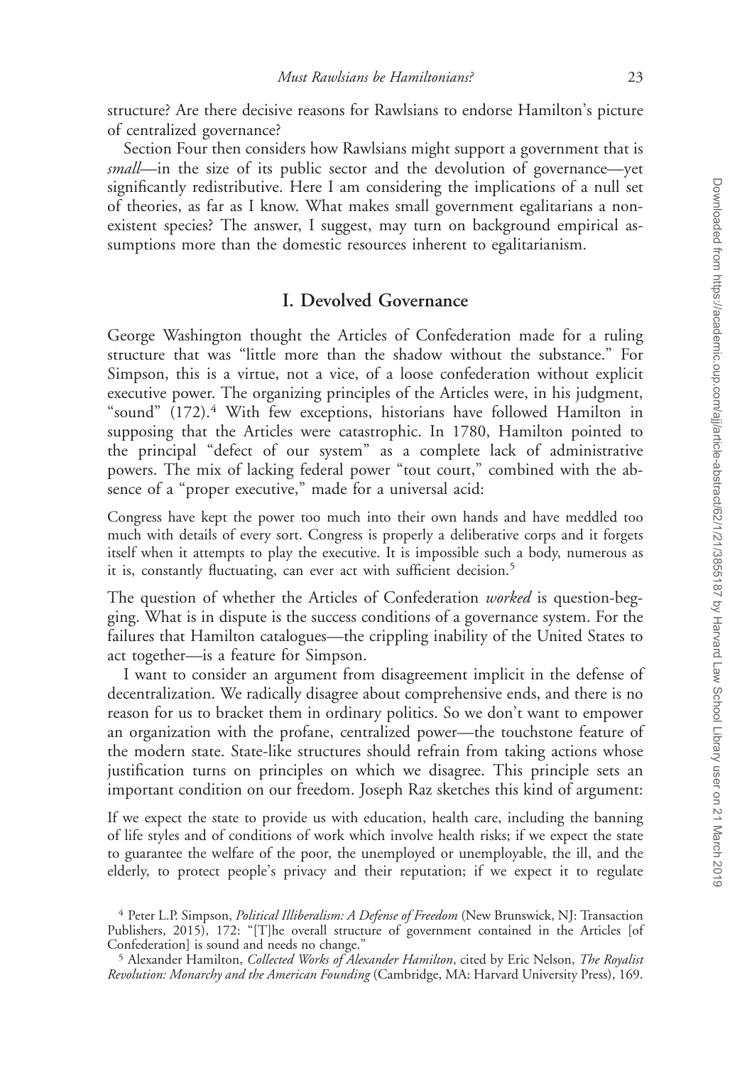structure? Are there decisive reasons for Rawlsians to endorse Hamilton's picture of centralized governance?

Section Four then considers how Rawlsians might support a government that is *small*—in the size of its public sector and the devolution of governance—yet significantly redistributive. Here I am considering the implications of a null set of theories, as far as I know. What makes small government egalitarians a non-existent species? The answer, I suggest, may turn on background empirical assumptions more than the domestic resources inherent to egalitarianism.

## I. Devolved Governance

George Washington thought the Articles of Confederation made for a ruling structure that was "little more than the shadow without the substance." For Simpson, this is a virtue, not a vice, of a loose confederation without explicit executive power. The organizing principles of the Articles were, in his judgment, "sound" (172).[4] With few exceptions, historians have followed Hamilton in supposing that the Articles were catastrophic. In 1780, Hamilton pointed to the principal "defect of our system" as a complete lack of administrative powers. The mix of lacking federal power "tout court," combined with the absence of a "proper executive," made for a universal acid:

> Congress have kept the power too much into their own hands and have meddled too much with details of every sort. Congress is properly a deliberative corps and it forgets itself when it attempts to play the executive. It is impossible such a body, numerous as it is, constantly fluctuating, can ever act with sufficient decision.[5]

The question of whether the Articles of Confederation *worked* is question-begging. What is in dispute is the success conditions of a governance system. For the failures that Hamilton catalogues—the crippling inability of the United States to act together—is a feature for Simpson.

I want to consider an argument from disagreement implicit in the defense of decentralization. We radically disagree about comprehensive ends, and there is no reason for us to bracket them in ordinary politics. So we don't want to empower an organization with the profane, centralized power—the touchstone feature of the modern state. State-like structures should refrain from taking actions whose justification turns on principles on which we disagree. This principle sets an important condition on our freedom. Joseph Raz sketches this kind of argument:

> If we expect the state to provide us with education, health care, including the banning of life styles and of conditions of work which involve health risks; if we expect the state to guarantee the welfare of the poor, the unemployed or unemployable, the ill, and the elderly, to protect people's privacy and their reputation; if we expect it to regulate

[4] Peter L.P. Simpson, *Political Illiberalism: A Defense of Freedom* (New Brunswick, NJ: Transaction Publishers, 2015), 172: "[T]he overall structure of government contained in the Articles [of Confederation] is sound and needs no change."

[5] Alexander Hamilton, *Collected Works of Alexander Hamilton*, cited by Eric Nelson, *The Royalist Revolution: Monarchy and the American Founding* (Cambridge, MA: Harvard University Press), 169.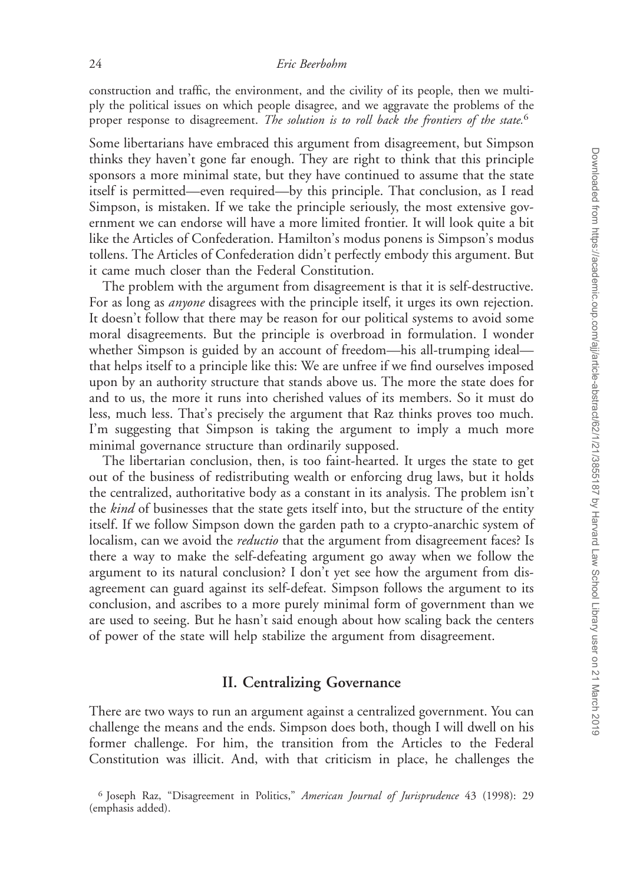construction and traffic, the environment, and the civility of its people, then we multiply the political issues on which people disagree, and we aggravate the problems of the proper response to disagreement. *The solution is to roll back the frontiers of the state.*[6]

Some libertarians have embraced this argument from disagreement, but Simpson thinks they haven't gone far enough. They are right to think that this principle sponsors a more minimal state, but they have continued to assume that the state itself is permitted—even required—by this principle. That conclusion, as I read Simpson, is mistaken. If we take the principle seriously, the most extensive government we can endorse will have a more limited frontier. It will look quite a bit like the Articles of Confederation. Hamilton's modus ponens is Simpson's modus tollens. The Articles of Confederation didn't perfectly embody this argument. But it came much closer than the Federal Constitution.

The problem with the argument from disagreement is that it is self-destructive. For as long as *anyone* disagrees with the principle itself, it urges its own rejection. It doesn't follow that there may be reason for our political systems to avoid some moral disagreements. But the principle is overbroad in formulation. I wonder whether Simpson is guided by an account of freedom—his all-trumping ideal—that helps itself to a principle like this: We are unfree if we find ourselves imposed upon by an authority structure that stands above us. The more the state does for and to us, the more it runs into cherished values of its members. So it must do less, much less. That's precisely the argument that Raz thinks proves too much. I'm suggesting that Simpson is taking the argument to imply a much more minimal governance structure than ordinarily supposed.

The libertarian conclusion, then, is too faint-hearted. It urges the state to get out of the business of redistributing wealth or enforcing drug laws, but it holds the centralized, authoritative body as a constant in its analysis. The problem isn't the *kind* of businesses that the state gets itself into, but the structure of the entity itself. If we follow Simpson down the garden path to a crypto-anarchic system of localism, can we avoid the *reductio* that the argument from disagreement faces? Is there a way to make the self-defeating argument go away when we follow the argument to its natural conclusion? I don't yet see how the argument from disagreement can guard against its self-defeat. Simpson follows the argument to its conclusion, and ascribes to a more purely minimal form of government than we are used to seeing. But he hasn't said enough about how scaling back the centers of power of the state will help stabilize the argument from disagreement.

## II. Centralizing Governance

There are two ways to run an argument against a centralized government. You can challenge the means and the ends. Simpson does both, though I will dwell on his former challenge. For him, the transition from the Articles to the Federal Constitution was illicit. And, with that criticism in place, he challenges the

[6] Joseph Raz, "Disagreement in Politics," *American Journal of Jurisprudence* 43 (1998): 29 (emphasis added).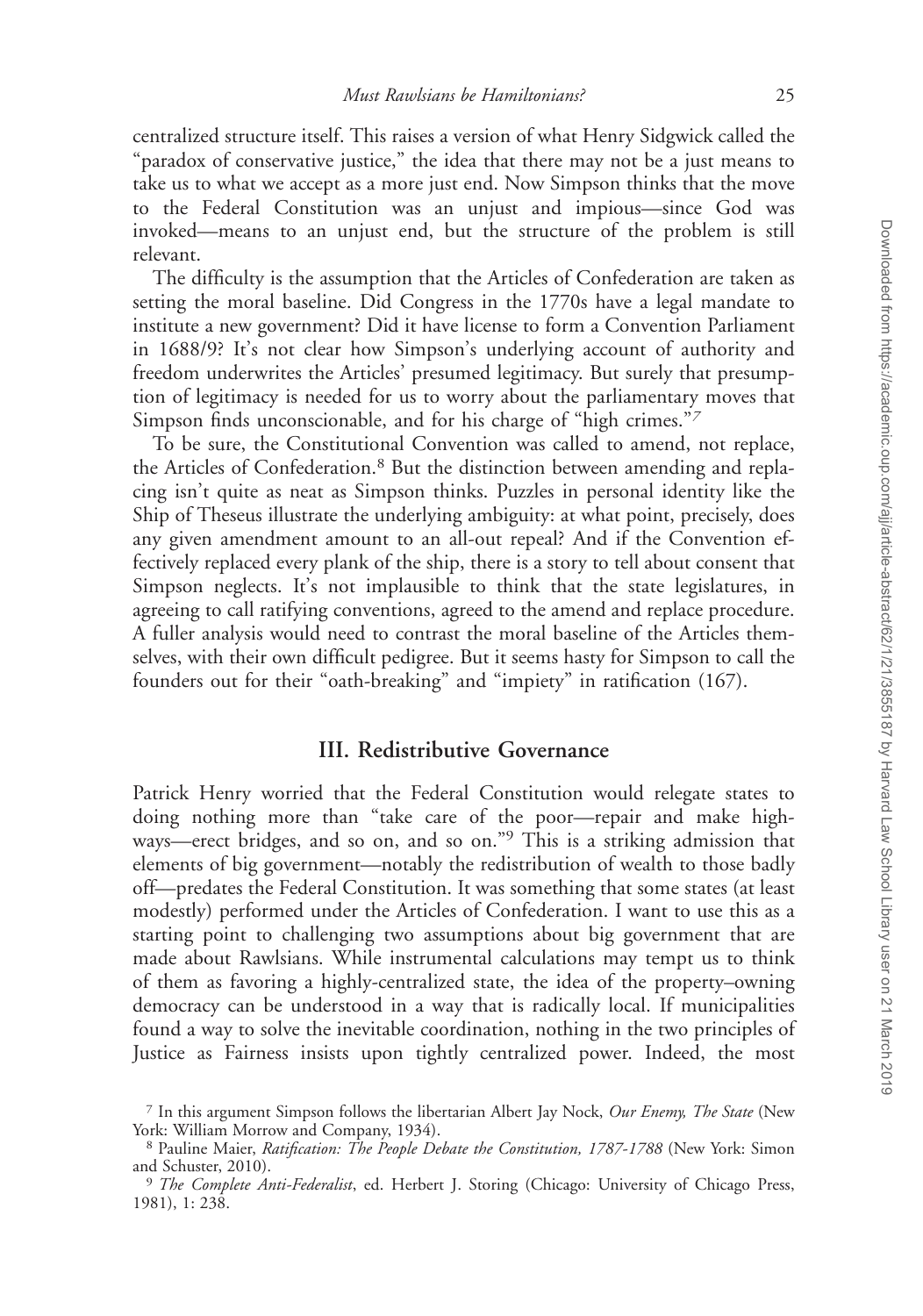centralized structure itself. This raises a version of what Henry Sidgwick called the "paradox of conservative justice," the idea that there may not be a just means to take us to what we accept as a more just end. Now Simpson thinks that the move to the Federal Constitution was an unjust and impious—since God was invoked—means to an unjust end, but the structure of the problem is still relevant.

The difficulty is the assumption that the Articles of Confederation are taken as setting the moral baseline. Did Congress in the 1770s have a legal mandate to institute a new government? Did it have license to form a Convention Parliament in 1688/9? It's not clear how Simpson's underlying account of authority and freedom underwrites the Articles' presumed legitimacy. But surely that presumption of legitimacy is needed for us to worry about the parliamentary moves that Simpson finds unconscionable, and for his charge of "high crimes."[7]

To be sure, the Constitutional Convention was called to amend, not replace, the Articles of Confederation.[8] But the distinction between amending and replacing isn't quite as neat as Simpson thinks. Puzzles in personal identity like the Ship of Theseus illustrate the underlying ambiguity: at what point, precisely, does any given amendment amount to an all-out repeal? And if the Convention effectively replaced every plank of the ship, there is a story to tell about consent that Simpson neglects. It's not implausible to think that the state legislatures, in agreeing to call ratifying conventions, agreed to the amend and replace procedure. A fuller analysis would need to contrast the moral baseline of the Articles themselves, with their own difficult pedigree. But it seems hasty for Simpson to call the founders out for their "oath-breaking" and "impiety" in ratification (167).

## III. Redistributive Governance

Patrick Henry worried that the Federal Constitution would relegate states to doing nothing more than "take care of the poor—repair and make highways—erect bridges, and so on, and so on."[9] This is a striking admission that elements of big government—notably the redistribution of wealth to those badly off—predates the Federal Constitution. It was something that some states (at least modestly) performed under the Articles of Confederation. I want to use this as a starting point to challenging two assumptions about big government that are made about Rawlsians. While instrumental calculations may tempt us to think of them as favoring a highly-centralized state, the idea of the property–owning democracy can be understood in a way that is radically local. If municipalities found a way to solve the inevitable coordination, nothing in the two principles of Justice as Fairness insists upon tightly centralized power. Indeed, the most

[7] In this argument Simpson follows the libertarian Albert Jay Nock, *Our Enemy, The State* (New York: William Morrow and Company, 1934).

[8] Pauline Maier, *Ratification: The People Debate the Constitution, 1787-1788* (New York: Simon and Schuster, 2010).

[9] *The Complete Anti-Federalist*, ed. Herbert J. Storing (Chicago: University of Chicago Press, 1981), 1: 238.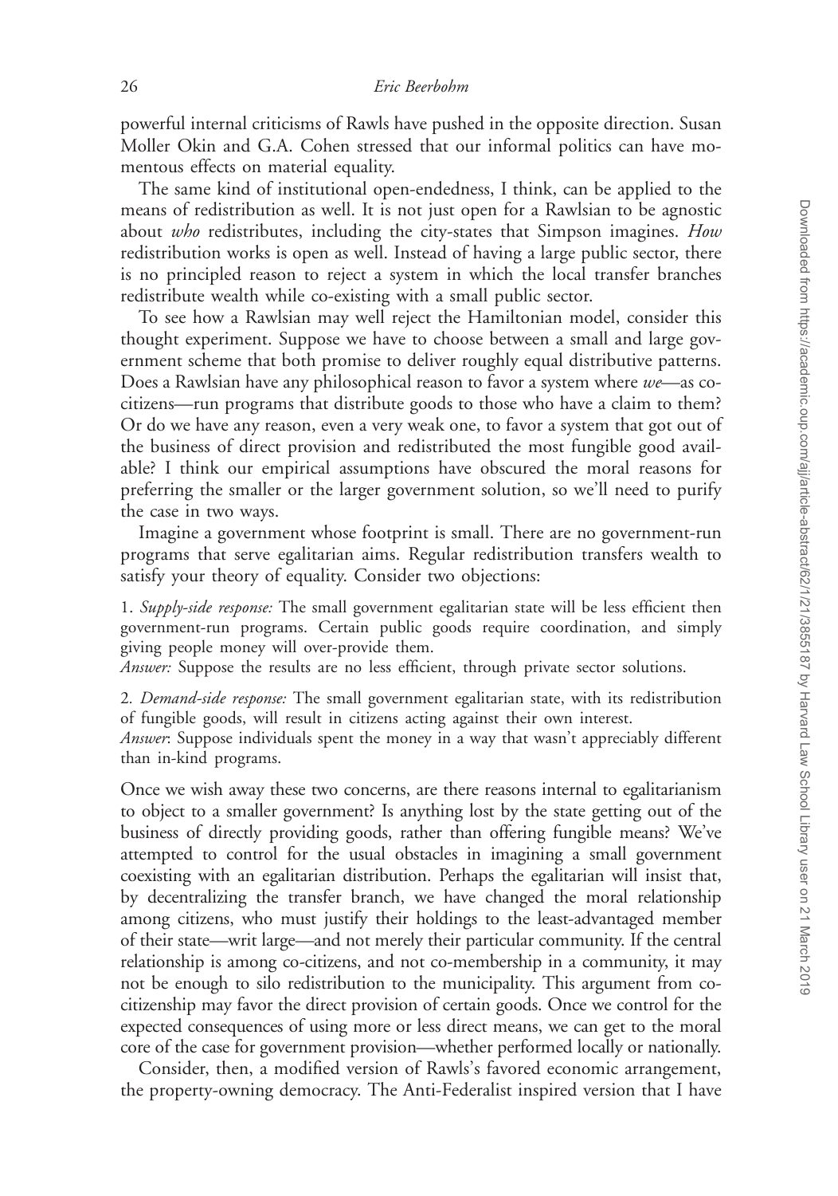powerful internal criticisms of Rawls have pushed in the opposite direction. Susan Moller Okin and G.A. Cohen stressed that our informal politics can have momentous effects on material equality.

The same kind of institutional open-endedness, I think, can be applied to the means of redistribution as well. It is not just open for a Rawlsian to be agnostic about *who* redistributes, including the city-states that Simpson imagines. *How* redistribution works is open as well. Instead of having a large public sector, there is no principled reason to reject a system in which the local transfer branches redistribute wealth while co-existing with a small public sector.

To see how a Rawlsian may well reject the Hamiltonian model, consider this thought experiment. Suppose we have to choose between a small and large government scheme that both promise to deliver roughly equal distributive patterns. Does a Rawlsian have any philosophical reason to favor a system where *we*—as co-citizens—run programs that distribute goods to those who have a claim to them? Or do we have any reason, even a very weak one, to favor a system that got out of the business of direct provision and redistributed the most fungible good available? I think our empirical assumptions have obscured the moral reasons for preferring the smaller or the larger government solution, so we'll need to purify the case in two ways.

Imagine a government whose footprint is small. There are no government-run programs that serve egalitarian aims. Regular redistribution transfers wealth to satisfy your theory of equality. Consider two objections:

1. *Supply-side response:* The small government egalitarian state will be less efficient then government-run programs. Certain public goods require coordination, and simply giving people money will over-provide them.
*Answer:* Suppose the results are no less efficient, through private sector solutions.

2. *Demand-side response:* The small government egalitarian state, with its redistribution of fungible goods, will result in citizens acting against their own interest.
*Answer*: Suppose individuals spent the money in a way that wasn't appreciably different than in-kind programs.

Once we wish away these two concerns, are there reasons internal to egalitarianism to object to a smaller government? Is anything lost by the state getting out of the business of directly providing goods, rather than offering fungible means? We've attempted to control for the usual obstacles in imagining a small government coexisting with an egalitarian distribution. Perhaps the egalitarian will insist that, by decentralizing the transfer branch, we have changed the moral relationship among citizens, who must justify their holdings to the least-advantaged member of their state—writ large—and not merely their particular community. If the central relationship is among co-citizens, and not co-membership in a community, it may not be enough to silo redistribution to the municipality. This argument from co-citizenship may favor the direct provision of certain goods. Once we control for the expected consequences of using more or less direct means, we can get to the moral core of the case for government provision—whether performed locally or nationally.

Consider, then, a modified version of Rawls's favored economic arrangement, the property-owning democracy. The Anti-Federalist inspired version that I have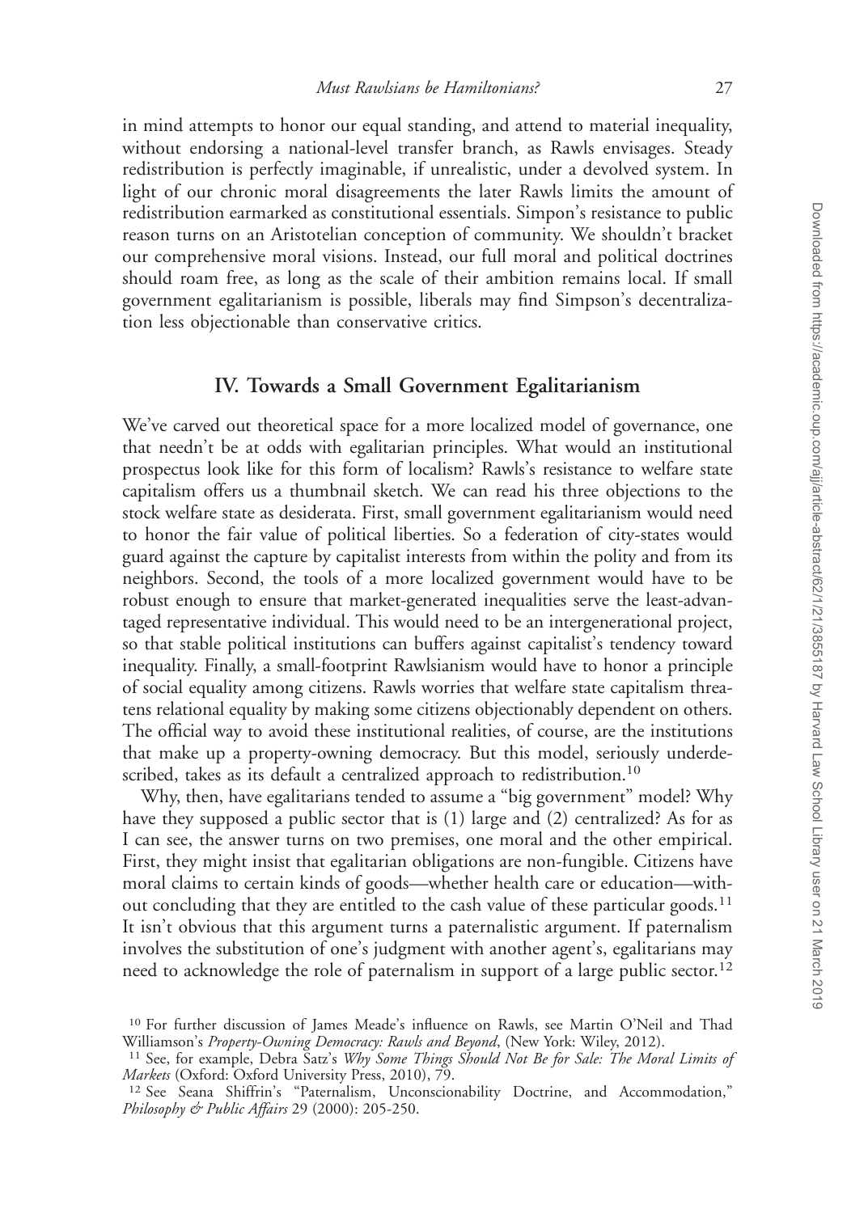in mind attempts to honor our equal standing, and attend to material inequality, without endorsing a national-level transfer branch, as Rawls envisages. Steady redistribution is perfectly imaginable, if unrealistic, under a devolved system. In light of our chronic moral disagreements the later Rawls limits the amount of redistribution earmarked as constitutional essentials. Simpon's resistance to public reason turns on an Aristotelian conception of community. We shouldn't bracket our comprehensive moral visions. Instead, our full moral and political doctrines should roam free, as long as the scale of their ambition remains local. If small government egalitarianism is possible, liberals may find Simpson's decentralization less objectionable than conservative critics.

## IV. Towards a Small Government Egalitarianism

We've carved out theoretical space for a more localized model of governance, one that needn't be at odds with egalitarian principles. What would an institutional prospectus look like for this form of localism? Rawls's resistance to welfare state capitalism offers us a thumbnail sketch. We can read his three objections to the stock welfare state as desiderata. First, small government egalitarianism would need to honor the fair value of political liberties. So a federation of city-states would guard against the capture by capitalist interests from within the polity and from its neighbors. Second, the tools of a more localized government would have to be robust enough to ensure that market-generated inequalities serve the least-advantaged representative individual. This would need to be an intergenerational project, so that stable political institutions can buffers against capitalist's tendency toward inequality. Finally, a small-footprint Rawlsianism would have to honor a principle of social equality among citizens. Rawls worries that welfare state capitalism threatens relational equality by making some citizens objectionably dependent on others. The official way to avoid these institutional realities, of course, are the institutions that make up a property-owning democracy. But this model, seriously underdescribed, takes as its default a centralized approach to redistribution.[10]

Why, then, have egalitarians tended to assume a "big government" model? Why have they supposed a public sector that is (1) large and (2) centralized? As for as I can see, the answer turns on two premises, one moral and the other empirical. First, they might insist that egalitarian obligations are non-fungible. Citizens have moral claims to certain kinds of goods—whether health care or education—without concluding that they are entitled to the cash value of these particular goods.[11] It isn't obvious that this argument turns a paternalistic argument. If paternalism involves the substitution of one's judgment with another agent's, egalitarians may need to acknowledge the role of paternalism in support of a large public sector.[12]

[10] For further discussion of James Meade's influence on Rawls, see Martin O'Neil and Thad Williamson's *Property-Owning Democracy: Rawls and Beyond*, (New York: Wiley, 2012).

[11] See, for example, Debra Satz's *Why Some Things Should Not Be for Sale: The Moral Limits of Markets* (Oxford: Oxford University Press, 2010), 79.

[12] See Seana Shiffrin's "Paternalism, Unconscionability Doctrine, and Accommodation," *Philosophy & Public Affairs* 29 (2000): 205-250.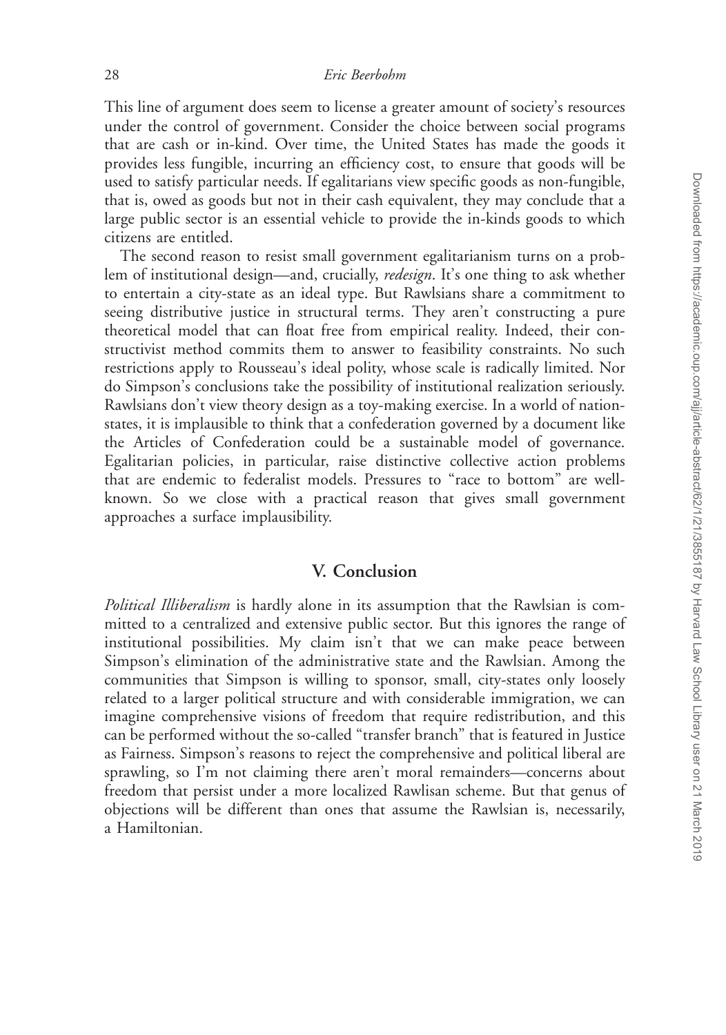This line of argument does seem to license a greater amount of society's resources under the control of government. Consider the choice between social programs that are cash or in-kind. Over time, the United States has made the goods it provides less fungible, incurring an efficiency cost, to ensure that goods will be used to satisfy particular needs. If egalitarians view specific goods as non-fungible, that is, owed as goods but not in their cash equivalent, they may conclude that a large public sector is an essential vehicle to provide the in-kinds goods to which citizens are entitled.

The second reason to resist small government egalitarianism turns on a problem of institutional design—and, crucially, *redesign*. It's one thing to ask whether to entertain a city-state as an ideal type. But Rawlsians share a commitment to seeing distributive justice in structural terms. They aren't constructing a pure theoretical model that can float free from empirical reality. Indeed, their constructivist method commits them to answer to feasibility constraints. No such restrictions apply to Rousseau's ideal polity, whose scale is radically limited. Nor do Simpson's conclusions take the possibility of institutional realization seriously. Rawlsians don't view theory design as a toy-making exercise. In a world of nation-states, it is implausible to think that a confederation governed by a document like the Articles of Confederation could be a sustainable model of governance. Egalitarian policies, in particular, raise distinctive collective action problems that are endemic to federalist models. Pressures to "race to bottom" are well-known. So we close with a practical reason that gives small government approaches a surface implausibility.

## V. Conclusion

*Political Illiberalism* is hardly alone in its assumption that the Rawlsian is committed to a centralized and extensive public sector. But this ignores the range of institutional possibilities. My claim isn't that we can make peace between Simpson's elimination of the administrative state and the Rawlsian. Among the communities that Simpson is willing to sponsor, small, city-states only loosely related to a larger political structure and with considerable immigration, we can imagine comprehensive visions of freedom that require redistribution, and this can be performed without the so-called "transfer branch" that is featured in Justice as Fairness. Simpson's reasons to reject the comprehensive and political liberal are sprawling, so I'm not claiming there aren't moral remainders—concerns about freedom that persist under a more localized Rawlisan scheme. But that genus of objections will be different than ones that assume the Rawlsian is, necessarily, a Hamiltonian.